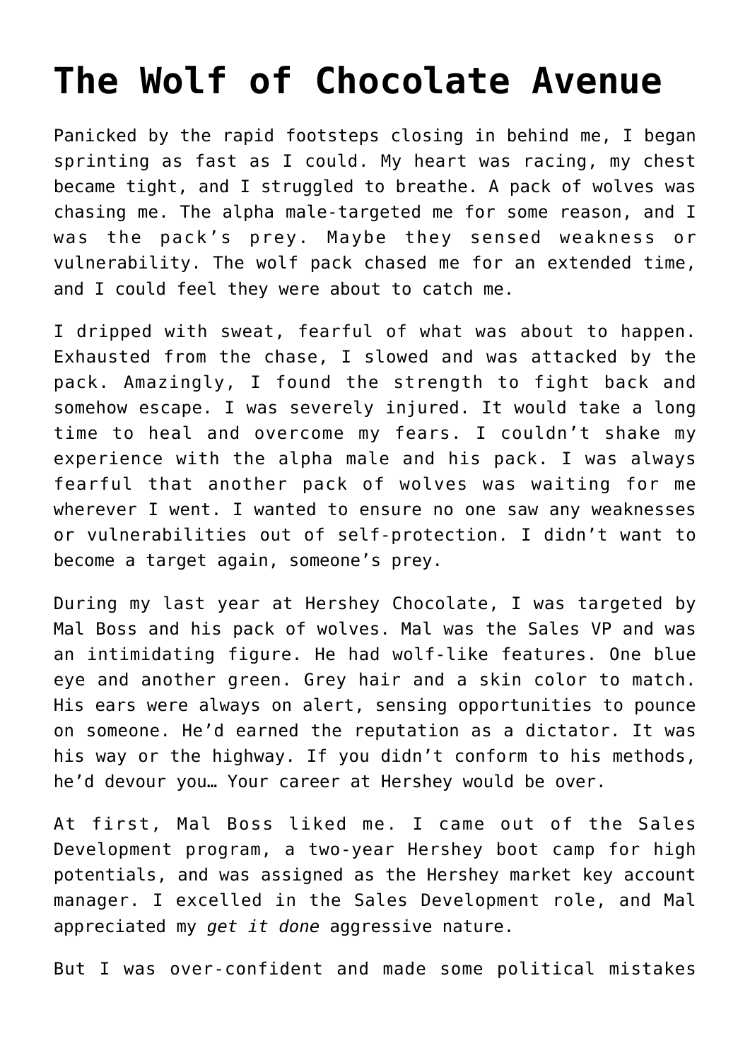# The Wolf of Chocolate Avenue

Panicked by the rapid footsteps closing in behind me, I began sprinting as fast as I could. My heart was racing, my chest became tight, and I struggled to breathe. A pack of wolves was chasing me. The alpha male-targeted me for some reason, and I was the pack's prey. Maybe they sensed weakness or vulnerability. The wolf pack chased me for an extended time, and I could feel they were about to catch me.

I dripped with sweat, fearful of what was about to happen. Exhausted from the chase, I slowed and was attacked by the pack. Amazingly, I found the strength to fight back and somehow escape. I was severely injured. It would take a long time to heal and overcome my fears. I couldn't shake my experience with the alpha male and his pack. I was always fearful that another pack of wolves was waiting for me wherever I went. I wanted to ensure no one saw any weaknesses or vulnerabilities out of self-protection. I didn't want to become a target again, someone's prey.

During my last year at Hershey Chocolate, I was targeted by Mal Boss and his pack of wolves. Mal was the Sales VP and was an intimidating figure. He had wolf-like features. One blue eye and another green. Grey hair and a skin color to match. His ears were always on alert, sensing opportunities to pounce on someone. He'd earned the reputation as a dictator. It was his way or the highway. If you didn't conform to his methods, he'd devour you… Your career at Hershey would be over.

At first, Mal Boss liked me. I came out of the Sales Development program, a two-year Hershey boot camp for high potentials, and was assigned as the Hershey market key account manager. I excelled in the Sales Development role, and Mal appreciated my *get it done* aggressive nature.

But I was over-confident and made some political mistakes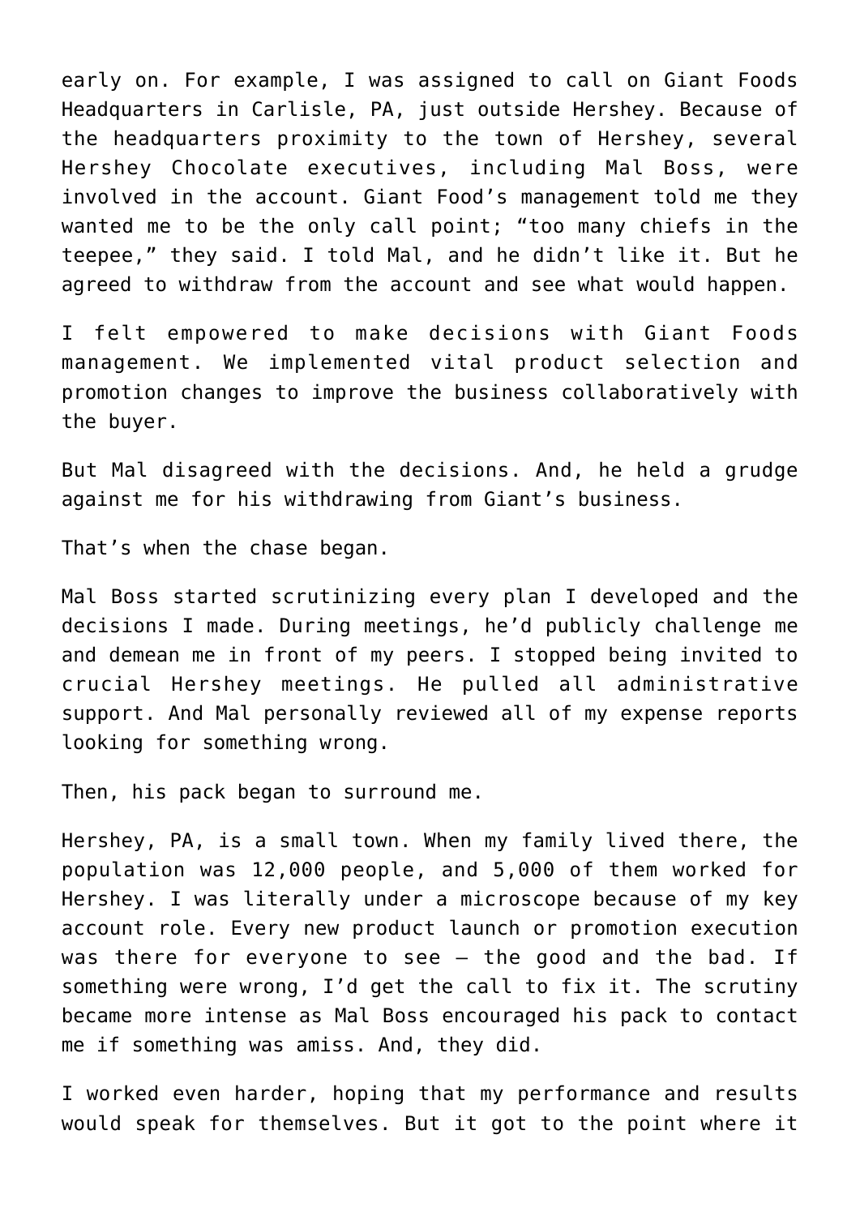early on. For example, I was assigned to call on Giant Foods Headquarters in Carlisle, PA, just outside Hershey. Because of the headquarters proximity to the town of Hershey, several Hershey Chocolate executives, including Mal Boss, were involved in the account. Giant Food's management told me they wanted me to be the only call point; "too many chiefs in the teepee," they said. I told Mal, and he didn't like it. But he agreed to withdraw from the account and see what would happen.

I felt empowered to make decisions with Giant Foods management. We implemented vital product selection and promotion changes to improve the business collaboratively with the buyer.

But Mal disagreed with the decisions. And, he held a grudge against me for his withdrawing from Giant's business.

That's when the chase began.

Mal Boss started scrutinizing every plan I developed and the decisions I made. During meetings, he'd publicly challenge me and demean me in front of my peers. I stopped being invited to crucial Hershey meetings. He pulled all administrative support. And Mal personally reviewed all of my expense reports looking for something wrong.

Then, his pack began to surround me.

Hershey, PA, is a small town. When my family lived there, the population was 12,000 people, and 5,000 of them worked for Hershey. I was literally under a microscope because of my key account role. Every new product launch or promotion execution was there for everyone to see – the good and the bad. If something were wrong, I'd get the call to fix it. The scrutiny became more intense as Mal Boss encouraged his pack to contact me if something was amiss. And, they did.

I worked even harder, hoping that my performance and results would speak for themselves. But it got to the point where it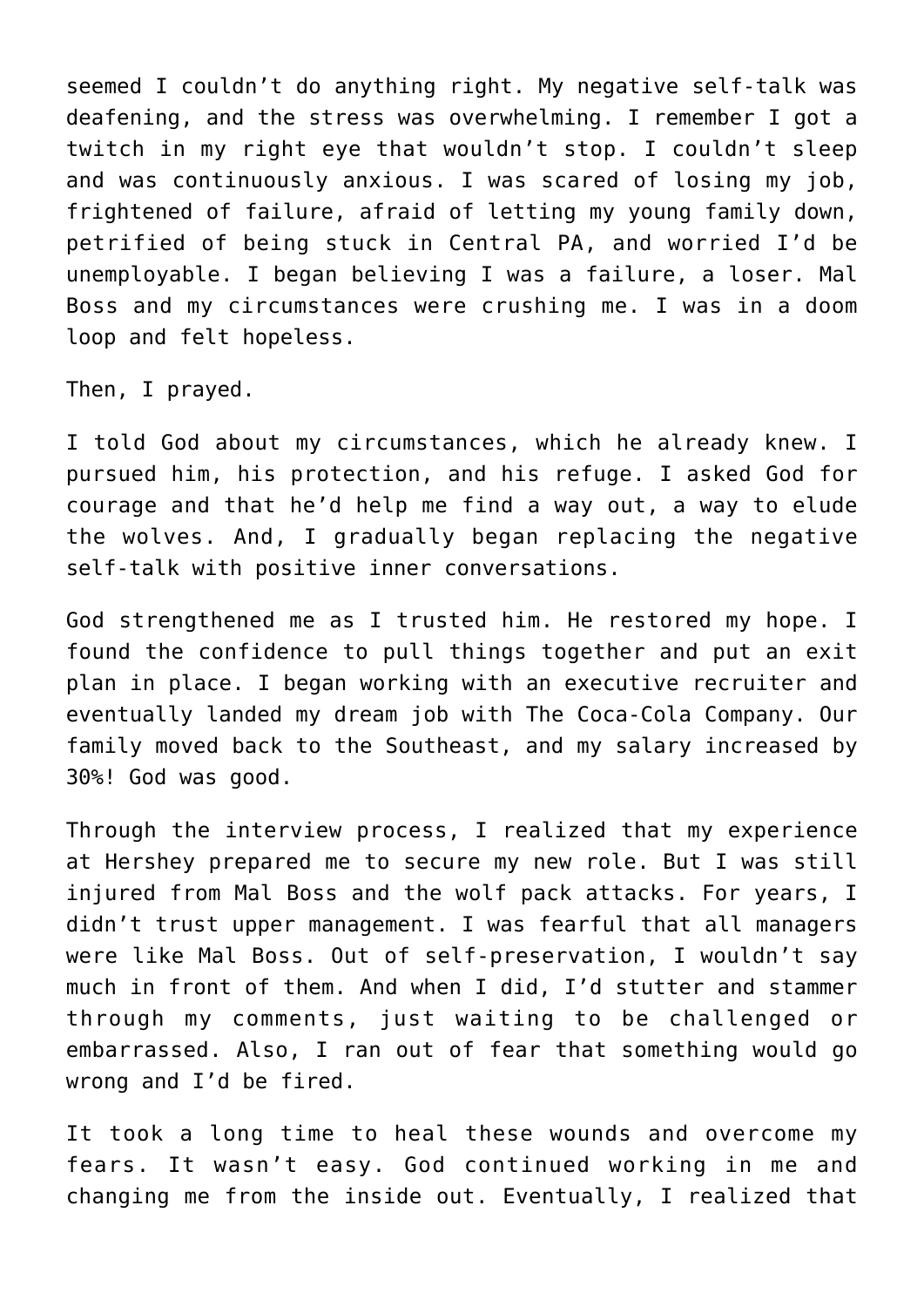seemed I couldn’t do anything right. My negative self-talk was deafening, and the stress was overwhelming. I remember I got a twitch in my right eye that wouldn’t stop. I couldn’t sleep and was continuously anxious. I was scared of losing my job, frightened of failure, afraid of letting my young family down, petrified of being stuck in Central PA, and worried I’d be unemployable. I began believing I was a failure, a loser. Mal Boss and my circumstances were crushing me. I was in a doom loop and felt hopeless.

Then, I prayed.

I told God about my circumstances, which he already knew. I pursued him, his protection, and his refuge. I asked God for courage and that he’d help me find a way out, a way to elude the wolves. And, I gradually began replacing the negative self-talk with positive inner conversations.

God strengthened me as I trusted him. He restored my hope. I found the confidence to pull things together and put an exit plan in place. I began working with an executive recruiter and eventually landed my dream job with The Coca-Cola Company. Our family moved back to the Southeast, and my salary increased by 30%! God was good.

Through the interview process, I realized that my experience at Hershey prepared me to secure my new role. But I was still injured from Mal Boss and the wolf pack attacks. For years, I didn’t trust upper management. I was fearful that all managers were like Mal Boss. Out of self-preservation, I wouldn’t say much in front of them. And when I did, I’d stutter and stammer through my comments, just waiting to be challenged or embarrassed. Also, I ran out of fear that something would go wrong and I’d be fired.

It took a long time to heal these wounds and overcome my fears. It wasn’t easy. God continued working in me and changing me from the inside out. Eventually, I realized that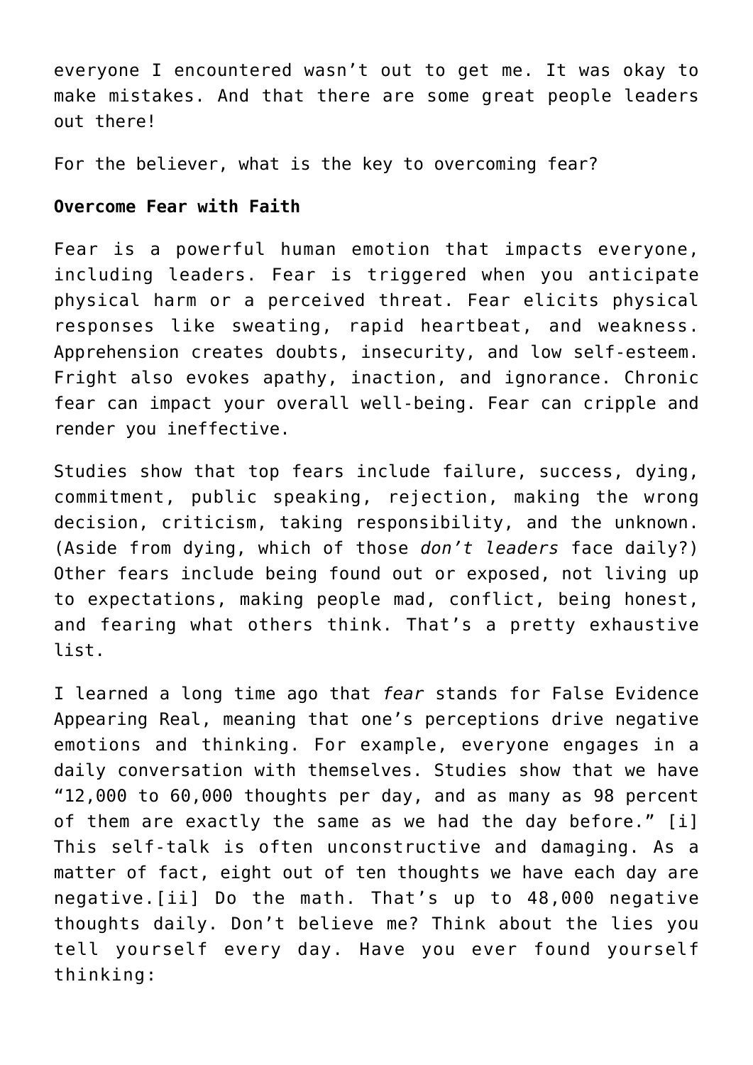everyone I encountered wasn't out to get me. It was okay to make mistakes. And that there are some great people leaders out there!

For the believer, what is the key to overcoming fear?

**Overcome Fear with Faith**

Fear is a powerful human emotion that impacts everyone, including leaders. Fear is triggered when you anticipate physical harm or a perceived threat. Fear elicits physical responses like sweating, rapid heartbeat, and weakness. Apprehension creates doubts, insecurity, and low self-esteem. Fright also evokes apathy, inaction, and ignorance. Chronic fear can impact your overall well-being. Fear can cripple and render you ineffective.

Studies show that top fears include failure, success, dying, commitment, public speaking, rejection, making the wrong decision, criticism, taking responsibility, and the unknown. (Aside from dying, which of those *don't leaders* face daily?) Other fears include being found out or exposed, not living up to expectations, making people mad, conflict, being honest, and fearing what others think. That's a pretty exhaustive list.

I learned a long time ago that *fear* stands for False Evidence Appearing Real, meaning that one's perceptions drive negative emotions and thinking. For example, everyone engages in a daily conversation with themselves. Studies show that we have "12,000 to 60,000 thoughts per day, and as many as 98 percent of them are exactly the same as we had the day before." [i] This self-talk is often unconstructive and damaging. As a matter of fact, eight out of ten thoughts we have each day are negative.[ii] Do the math. That's up to 48,000 negative thoughts daily. Don't believe me? Think about the lies you tell yourself every day. Have you ever found yourself thinking: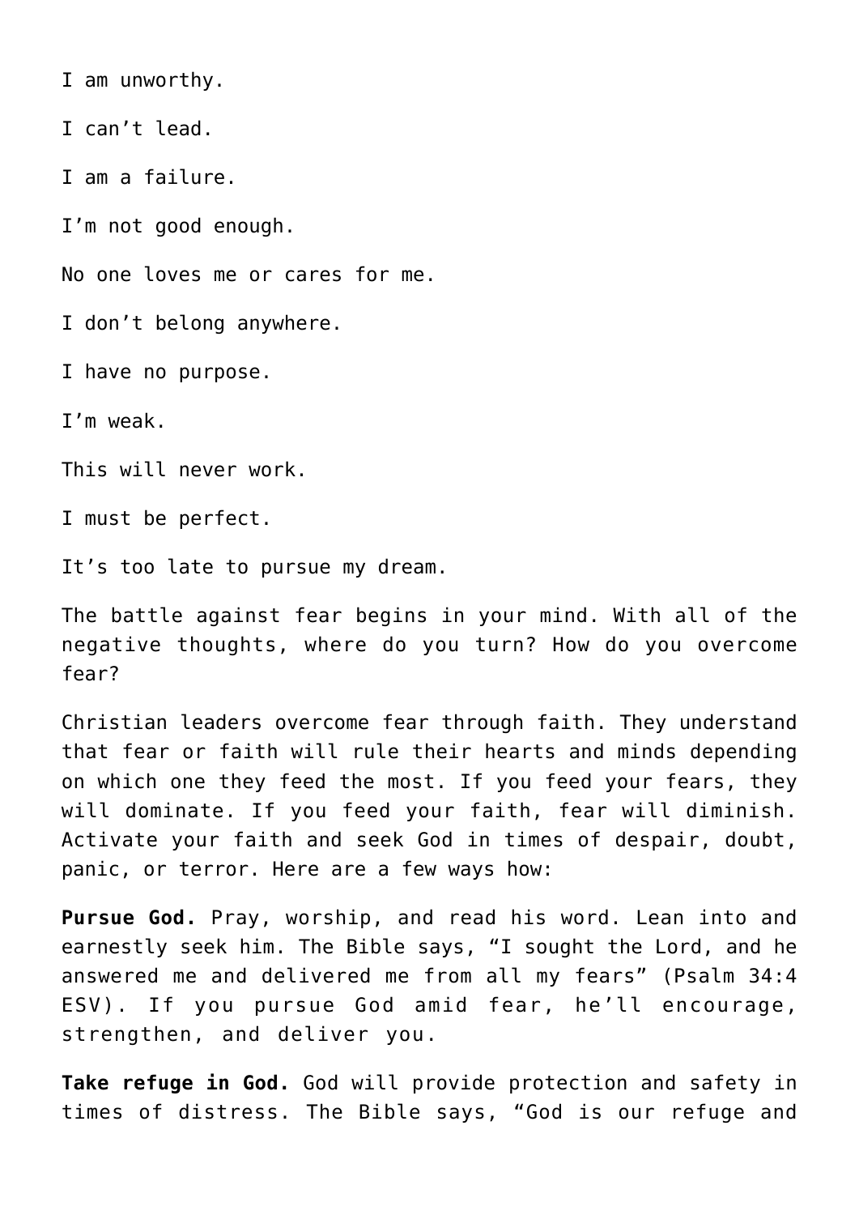I am unworthy.

I can't lead.

I am a failure.

I'm not good enough.

No one loves me or cares for me.

I don't belong anywhere.

I have no purpose.

I'm weak.

This will never work.

I must be perfect.

It's too late to pursue my dream.

The battle against fear begins in your mind. With all of the negative thoughts, where do you turn? How do you overcome fear?

Christian leaders overcome fear through faith. They understand that fear or faith will rule their hearts and minds depending on which one they feed the most. If you feed your fears, they will dominate. If you feed your faith, fear will diminish. Activate your faith and seek God in times of despair, doubt, panic, or terror. Here are a few ways how:

**Pursue God.** Pray, worship, and read his word. Lean into and earnestly seek him. The Bible says, "I sought the Lord, and he answered me and delivered me from all my fears" (Psalm 34:4 ESV). If you pursue God amid fear, he'll encourage, strengthen, and deliver you.

**Take refuge in God.** God will provide protection and safety in times of distress. The Bible says, "God is our refuge and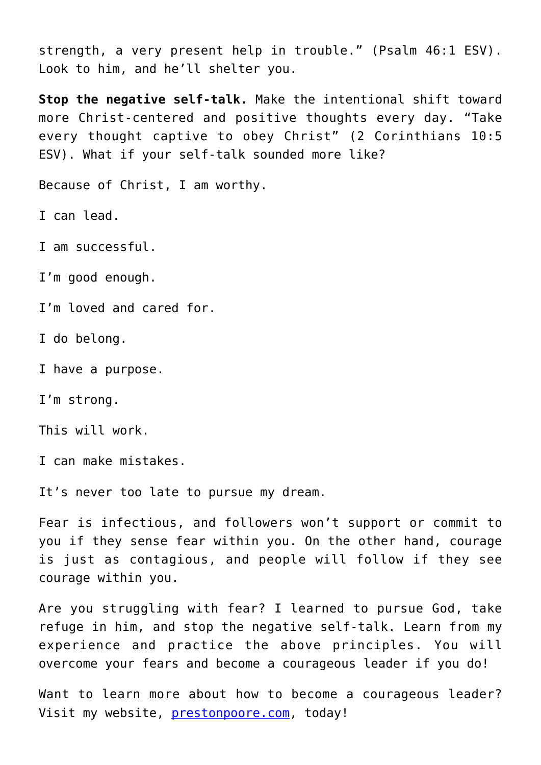strength, a very present help in trouble." (Psalm 46:1 ESV). Look to him, and he'll shelter you.

**Stop the negative self-talk.** Make the intentional shift toward more Christ-centered and positive thoughts every day. "Take every thought captive to obey Christ" (2 Corinthians 10:5 ESV). What if your self-talk sounded more like?

Because of Christ, I am worthy.

I can lead.

I am successful.

I'm good enough.

I'm loved and cared for.

I do belong.

I have a purpose.

I'm strong.

This will work.

I can make mistakes.

It's never too late to pursue my dream.

Fear is infectious, and followers won't support or commit to you if they sense fear within you. On the other hand, courage is just as contagious, and people will follow if they see courage within you.

Are you struggling with fear? I learned to pursue God, take refuge in him, and stop the negative self-talk. Learn from my experience and practice the above principles. You will overcome your fears and become a courageous leader if you do!

Want to learn more about how to become a courageous leader? Visit my website, [prestonpoore.com](prestonpoore.com), today!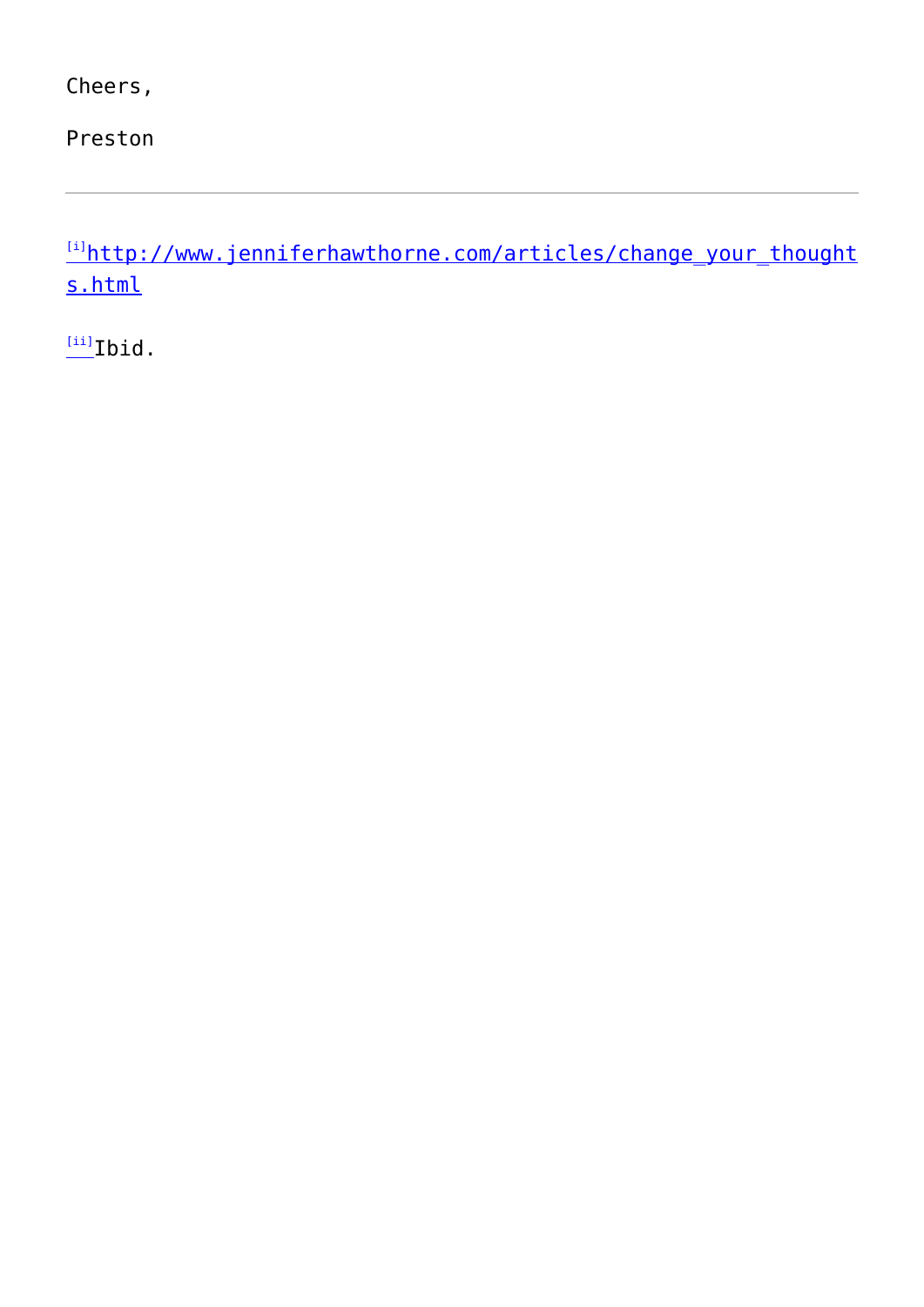Cheers,

Preston

---

[i] http://www.jenniferhawthorne.com/articles/change_your_thoughts.html

[ii] Ibid.